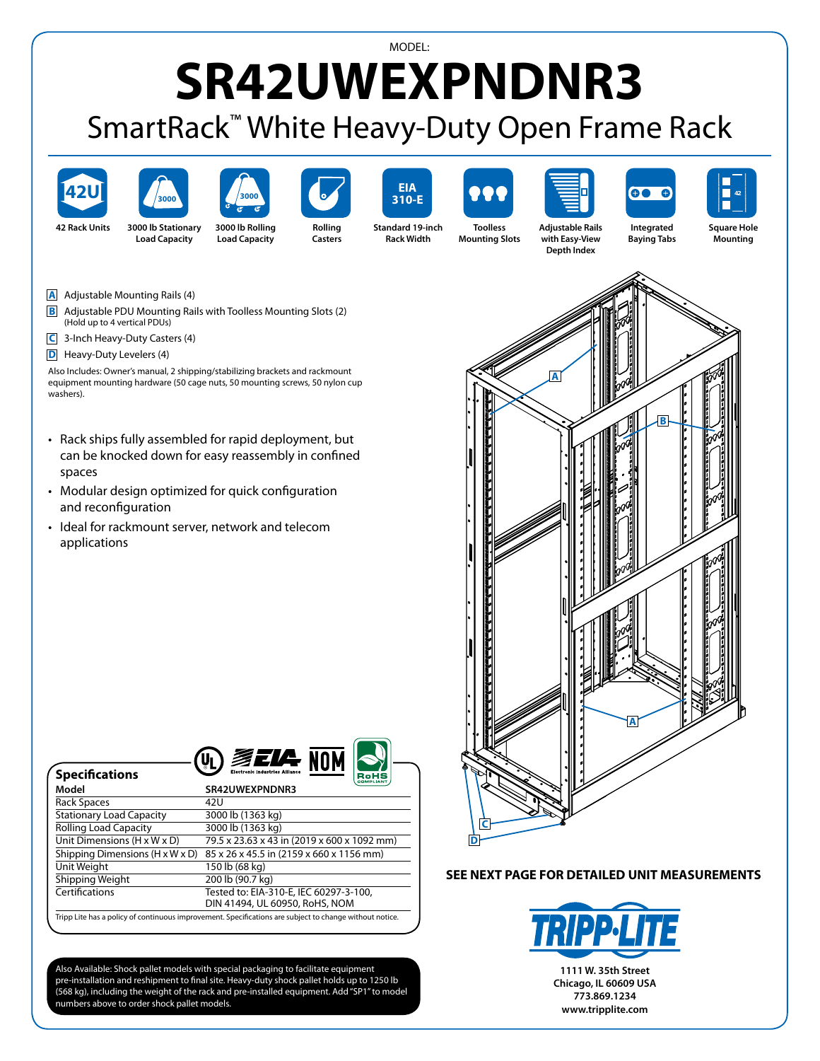MODEL:

# SR42UWEXPNDNR3

## SmartRack™ White Heavy-Duty Open Frame Rack

42 Rack Units | 3000 lb Stationary Load Capacity | 3000 lb Rolling Load Capacity | Rolling Casters | Standard 19-inch Rack Width | Toolless Mounting Slots | Adjustable Rails with Easy-View Depth Index | Integrated Baying Tabs | Square Hole Mounting

- **A** Adjustable Mounting Rails (4)
- **B** Adjustable PDU Mounting Rails with Toolless Mounting Slots (2) (Hold up to 4 vertical PDUs)
- **C** 3-Inch Heavy-Duty Casters (4)
- **D** Heavy-Duty Levelers (4)

Also Includes: Owner's manual, 2 shipping/stabilizing brackets and rackmount equipment mounting hardware (50 cage nuts, 50 mounting screws, 50 nylon cup washers).

- Rack ships fully assembled for rapid deployment, but can be knocked down for easy reassembly in confined spaces
- Modular design optimized for quick configuration and reconfiguration
- Ideal for rackmount server, network and telecom applications

### Specifications

| Model | SR42UWEXPNDNR3 |
|---|---|
| Rack Spaces | 42U |
| Stationary Load Capacity | 3000 lb (1363 kg) |
| Rolling Load Capacity | 3000 lb (1363 kg) |
| Unit Dimensions (H x W x D) | 79.5 x 23.63 x 43 in (2019 x 600 x 1092 mm) |
| Shipping Dimensions (H x W x D) | 85 x 26 x 45.5 in (2159 x 660 x 1156 mm) |
| Unit Weight | 150 lb (68 kg) |
| Shipping Weight | 200 lb (90.7 kg) |
| Certifications | Tested to: EIA-310-E, IEC 60297-3-100, DIN 41494, UL 60950, RoHS, NOM |

Tripp Lite has a policy of continuous improvement. Specifications are subject to change without notice.

Also Available: Shock pallet models with special packaging to facilitate equipment pre-installation and reshipment to final site. Heavy-duty shock pallet holds up to 1250 lb (568 kg), including the weight of the rack and pre-installed equipment. Add "SP1" to model numbers above to order shock pallet models.

**SEE NEXT PAGE FOR DETAILED UNIT MEASUREMENTS**

TRIPP·LITE

1111 W. 35th Street
Chicago, IL 60609 USA
773.869.1234
www.tripplite.com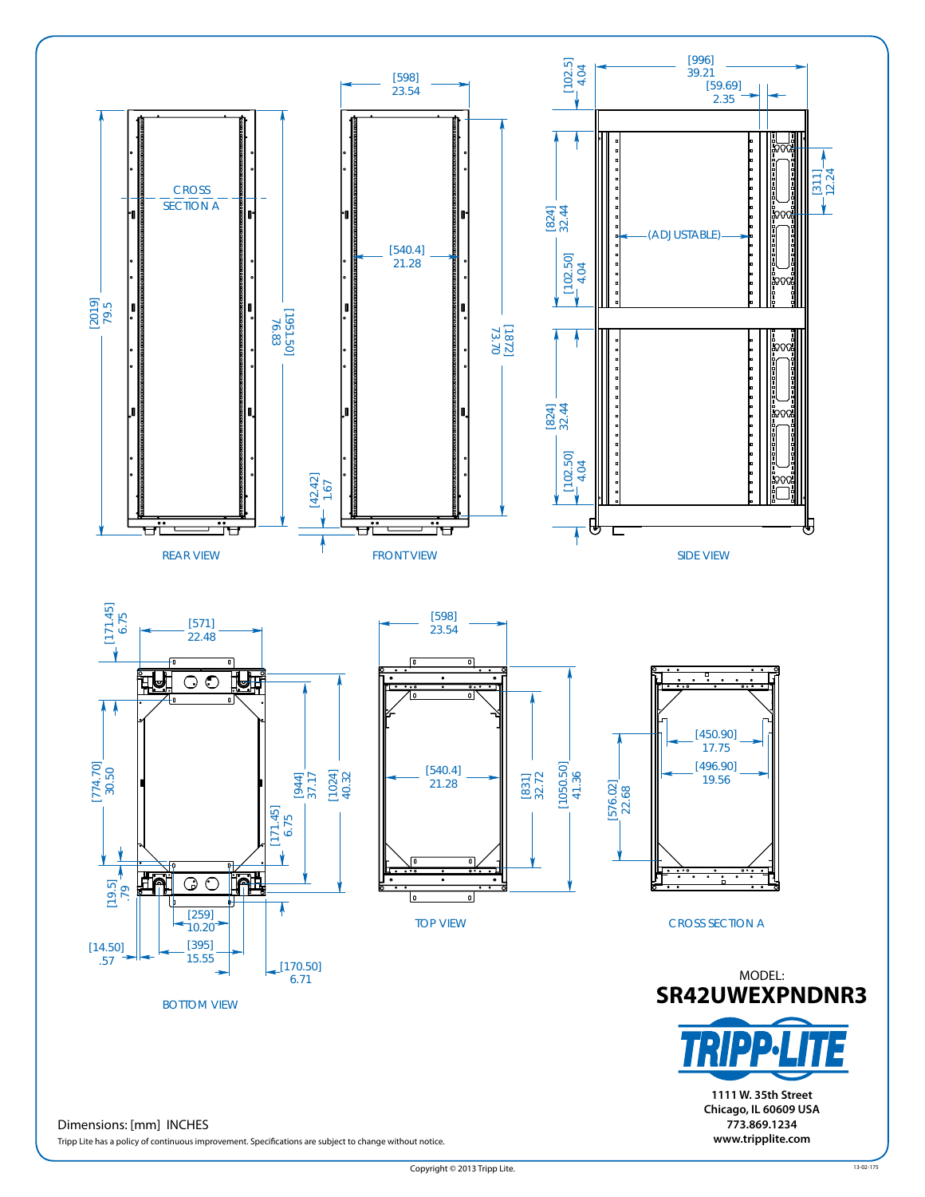[2019]
79.5

[1951.50]
76.83

CROSS SECTION A

REAR VIEW

[598]
23.54

[540.4]
21.28

[1872]
73.70

[42.42]
1.67

FRONT VIEW

[102.5]
4.04

[996]
39.21

[59.69]
2.35

[824]
32.44

[102.50]
4.04

(ADJUSTABLE)

[311]
12.24

[824]
32.44

[102.50]
4.04

SIDE VIEW

[171.45]
6.75

[571]
22.48

[774.70]
30.50

[944]
37.17

[1024]
40.32

[171.45]
6.75

[19.5]
.79

[259]
10.20

[395]
15.55

[14.50]
.57

[170.50]
6.71

BOTTOM VIEW

[598]
23.54

[540.4]
21.28

[831]
32.72

[1050.50]
41.36

TOP VIEW

[450.90]
17.75

[496.90]
19.56

[576.02]
22.68

CROSS SECTION A

MODEL:

**SR42UWEXPNDNR3**

TRIPP·LITE

**1111 W. 35th Street**
**Chicago, IL 60609 USA**
**773.869.1234**
**www.tripplite.com**

Dimensions: [mm] INCHES

Tripp Lite has a policy of continuous improvement. Specifications are subject to change without notice.

Copyright © 2013 Tripp Lite.

13-02-175